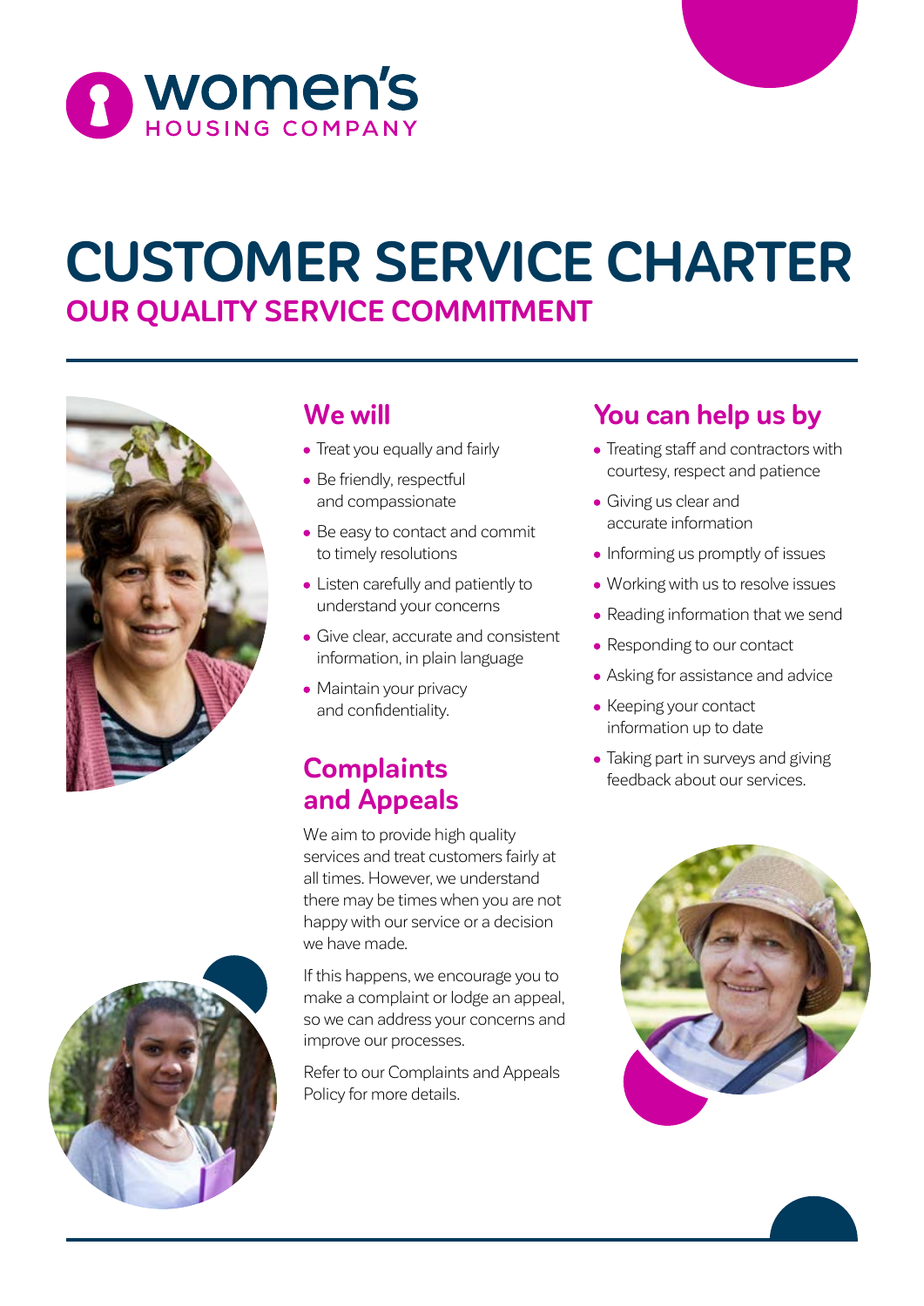women's HOUSING COMPANY

# CUSTOMER SERVICE CHARTER

## OUR QUALITY SERVICE COMMITMENT

### We will

- Treat you equally and fairly
- Be friendly, respectful and compassionate
- Be easy to contact and commit to timely resolutions
- Listen carefully and patiently to understand your concerns
- Give clear, accurate and consistent information, in plain language
- Maintain your privacy and confidentiality.

### Complaints and Appeals

We aim to provide high quality services and treat customers fairly at all times. However, we understand there may be times when you are not happy with our service or a decision we have made.

If this happens, we encourage you to make a complaint or lodge an appeal, so we can address your concerns and improve our processes.

Refer to our Complaints and Appeals Policy for more details.

### You can help us by

- Treating staff and contractors with courtesy, respect and patience
- Giving us clear and accurate information
- Informing us promptly of issues
- Working with us to resolve issues
- Reading information that we send
- Responding to our contact
- Asking for assistance and advice
- Keeping your contact information up to date
- Taking part in surveys and giving feedback about our services.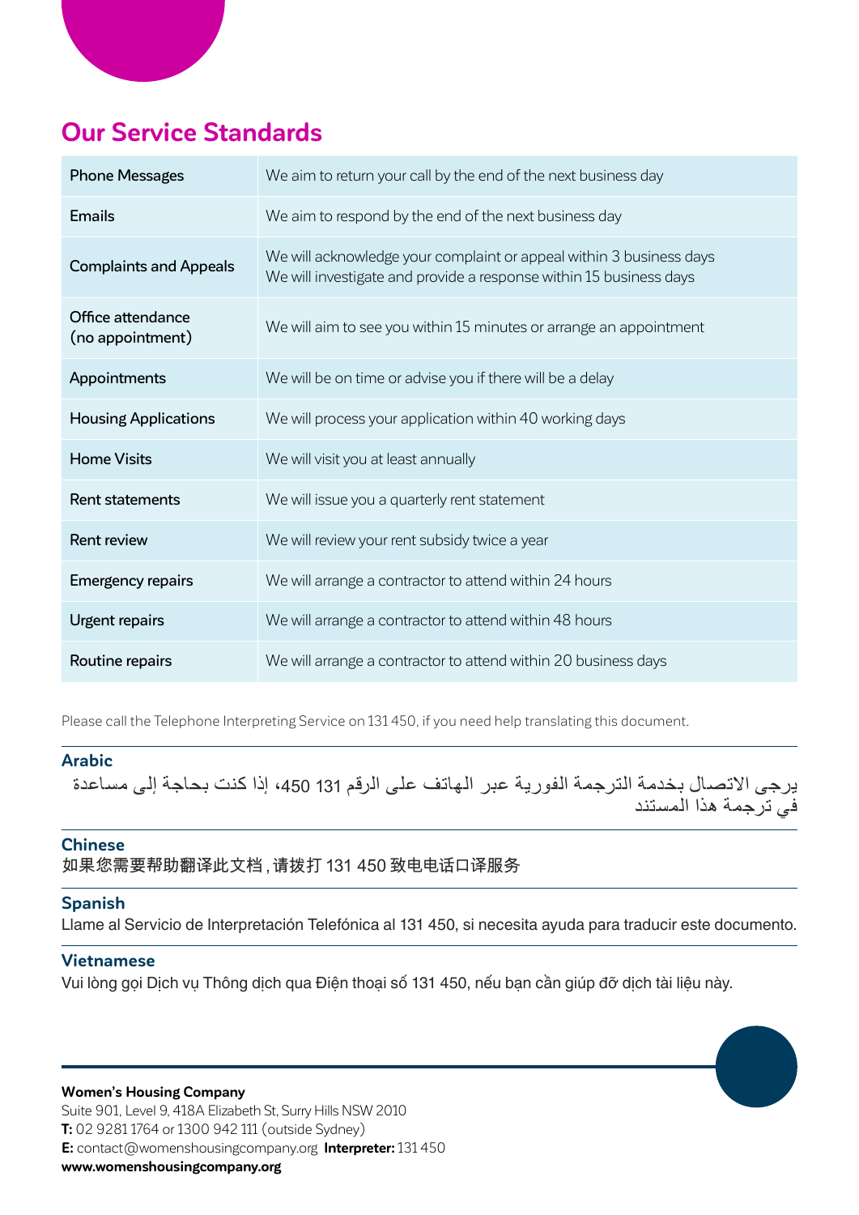## Our Service Standards

| | |
|---|---|
| Phone Messages | We aim to return your call by the end of the next business day |
| Emails | We aim to respond by the end of the next business day |
| Complaints and Appeals | We will acknowledge your complaint or appeal within 3 business days<br>We will investigate and provide a response within 15 business days |
| Office attendance (no appointment) | We will aim to see you within 15 minutes or arrange an appointment |
| Appointments | We will be on time or advise you if there will be a delay |
| Housing Applications | We will process your application within 40 working days |
| Home Visits | We will visit you at least annually |
| Rent statements | We will issue you a quarterly rent statement |
| Rent review | We will review your rent subsidy twice a year |
| Emergency repairs | We will arrange a contractor to attend within 24 hours |
| Urgent repairs | We will arrange a contractor to attend within 48 hours |
| Routine repairs | We will arrange a contractor to attend within 20 business days |

Please call the Telephone Interpreting Service on 131 450, if you need help translating this document.

**Arabic**

يرجى الاتصال بخدمة الترجمة الفورية عبر الهاتف على الرقم 131 450، إذا كنت بحاجة إلى مساعدة في ترجمة هذا المستند

**Chinese**

如果您需要帮助翻译此文档，请拨打 131 450 致电电话口译服务

**Spanish**

Llame al Servicio de Interpretación Telefónica al 131 450, si necesita ayuda para traducir este documento.

**Vietnamese**

Vui lòng gọi Dịch vụ Thông dịch qua Điện thoại số 131 450, nếu bạn cần giúp đỡ dịch tài liệu này.

**Women's Housing Company**
Suite 901, Level 9, 418A Elizabeth St, Surry Hills NSW 2010
**T:** 02 9281 1764 or 1300 942 111 (outside Sydney)
**E:** contact@womenshousingcompany.org **Interpreter:** 131 450
**www.womenshousingcompany.org**